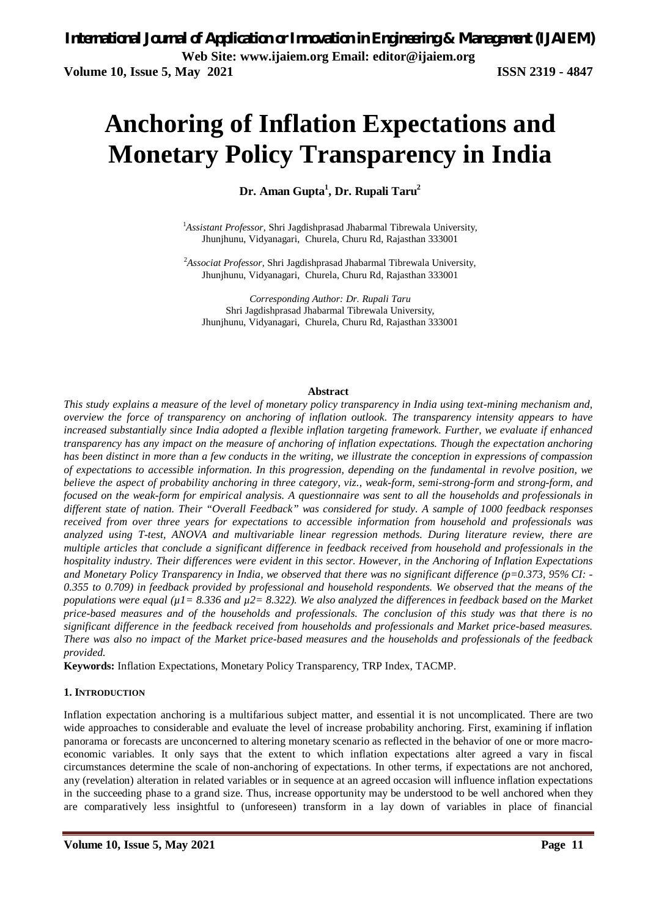# Anchoring of Inflation Expectations and Monetary Policy Transparency in India

**Dr. Aman Gupta[1], Dr. Rupali Taru[2]**

[1]*Assistant Professor,* Shri Jagdishprasad Jhabarmal Tibrewala University, Jhunjhunu, Vidyanagari, Churela, Churu Rd, Rajasthan 333001

[2]*Associat Professor,* Shri Jagdishprasad Jhabarmal Tibrewala University, Jhunjhunu, Vidyanagari, Churela, Churu Rd, Rajasthan 333001

*Corresponding Author: Dr. Rupali Taru*
Shri Jagdishprasad Jhabarmal Tibrewala University, Jhunjhunu, Vidyanagari, Churela, Churu Rd, Rajasthan 333001

## Abstract

*This study explains a measure of the level of monetary policy transparency in India using text-mining mechanism and, overview the force of transparency on anchoring of inflation outlook. The transparency intensity appears to have increased substantially since India adopted a flexible inflation targeting framework. Further, we evaluate if enhanced transparency has any impact on the measure of anchoring of inflation expectations. Though the expectation anchoring has been distinct in more than a few conducts in the writing, we illustrate the conception in expressions of compassion of expectations to accessible information. In this progression, depending on the fundamental in revolve position, we believe the aspect of probability anchoring in three category, viz., weak-form, semi-strong-form and strong-form, and focused on the weak-form for empirical analysis. A questionnaire was sent to all the households and professionals in different state of nation. Their "Overall Feedback" was considered for study. A sample of 1000 feedback responses received from over three years for expectations to accessible information from household and professionals was analyzed using T-test, ANOVA and multivariable linear regression methods. During literature review, there are multiple articles that conclude a significant difference in feedback received from household and professionals in the hospitality industry. Their differences were evident in this sector. However, in the Anchoring of Inflation Expectations and Monetary Policy Transparency in India, we observed that there was no significant difference ($p=0.373$, 95% CI: -0.355 to 0.709) in feedback provided by professional and household respondents. We observed that the means of the populations were equal ($\mu 1= 8.336$ and $\mu 2= 8.322$). We also analyzed the differences in feedback based on the Market price-based measures and of the households and professionals. The conclusion of this study was that there is no significant difference in the feedback received from households and professionals and Market price-based measures. There was also no impact of the Market price-based measures and the households and professionals of the feedback provided.*

**Keywords:** Inflation Expectations, Monetary Policy Transparency, TRP Index, TACMP.

## 1. Introduction

Inflation expectation anchoring is a multifarious subject matter, and essential it is not uncomplicated. There are two wide approaches to considerable and evaluate the level of increase probability anchoring. First, examining if inflation panorama or forecasts are unconcerned to altering monetary scenario as reflected in the behavior of one or more macro-economic variables. It only says that the extent to which inflation expectations alter agreed a vary in fiscal circumstances determine the scale of non-anchoring of expectations. In other terms, if expectations are not anchored, any (revelation) alteration in related variables or in sequence at an agreed occasion will influence inflation expectations in the succeeding phase to a grand size. Thus, increase opportunity may be understood to be well anchored when they are comparatively less insightful to (unforeseen) transform in a lay down of variables in place of financial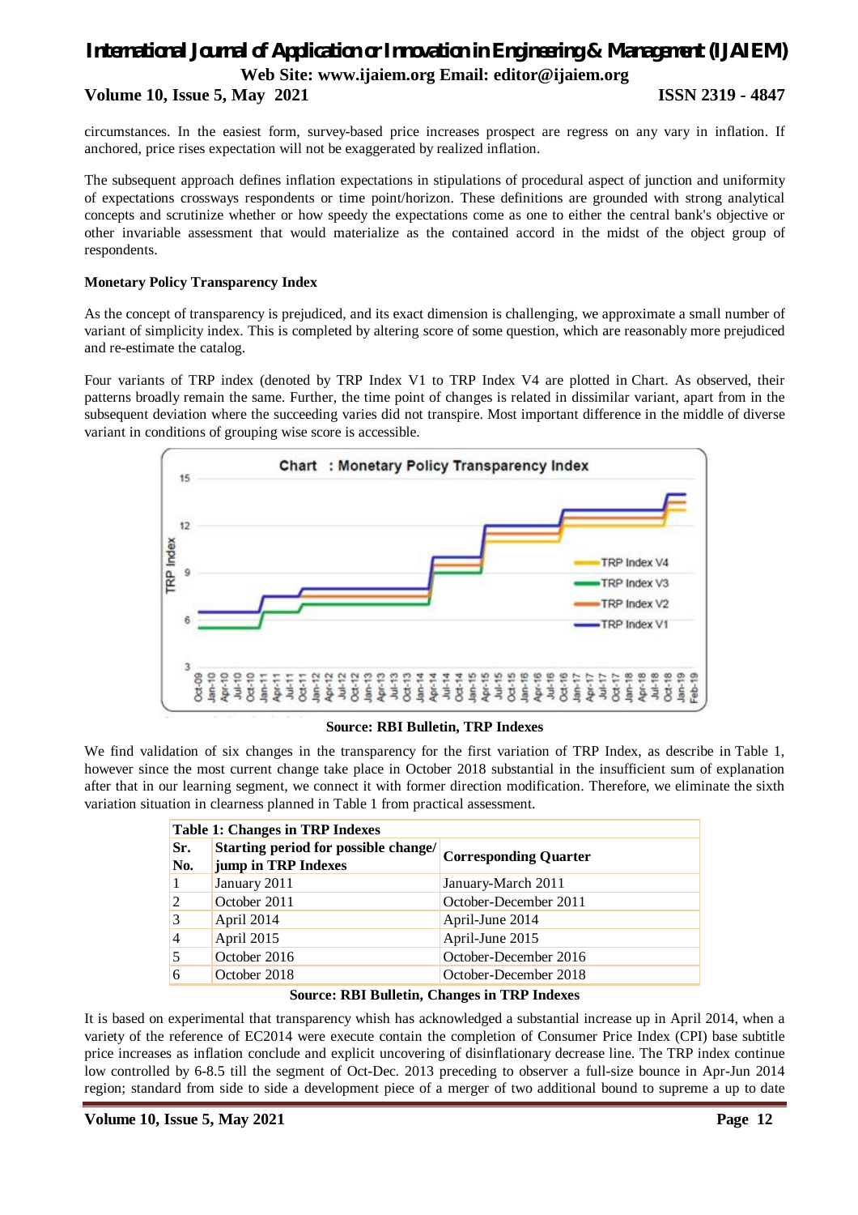circumstances. In the easiest form, survey-based price increases prospect are regress on any vary in inflation. If anchored, price rises expectation will not be exaggerated by realized inflation.

The subsequent approach defines inflation expectations in stipulations of procedural aspect of junction and uniformity of expectations crossways respondents or time point/horizon. These definitions are grounded with strong analytical concepts and scrutinize whether or how speedy the expectations come as one to either the central bank's objective or other invariable assessment that would materialize as the contained accord in the midst of the object group of respondents.

**Monetary Policy Transparency Index**

As the concept of transparency is prejudiced, and its exact dimension is challenging, we approximate a small number of variant of simplicity index. This is completed by altering score of some question, which are reasonably more prejudiced and re-estimate the catalog.

Four variants of TRP index (denoted by TRP Index V1 to TRP Index V4 are plotted in Chart. As observed, their patterns broadly remain the same. Further, the time point of changes is related in dissimilar variant, apart from in the subsequent deviation where the succeeding varies did not transpire. Most important difference in the middle of diverse variant in conditions of grouping wise score is accessible.

**Source: RBI Bulletin, TRP Indexes**

We find validation of six changes in the transparency for the first variation of TRP Index, as describe in Table 1, however since the most current change take place in October 2018 substantial in the insufficient sum of explanation after that in our learning segment, we connect it with former direction modification. Therefore, we eliminate the sixth variation situation in clearness planned in Table 1 from practical assessment.

**Table 1: Changes in TRP Indexes**

| Sr. No. | Starting period for possible change/ jump in TRP Indexes | Corresponding Quarter |
|---|---|---|
| 1 | January 2011 | January-March 2011 |
| 2 | October 2011 | October-December 2011 |
| 3 | April 2014 | April-June 2014 |
| 4 | April 2015 | April-June 2015 |
| 5 | October 2016 | October-December 2016 |
| 6 | October 2018 | October-December 2018 |

**Source: RBI Bulletin, Changes in TRP Indexes**

It is based on experimental that transparency whish has acknowledged a substantial increase up in April 2014, when a variety of the reference of EC2014 were execute contain the completion of Consumer Price Index (CPI) base subtitle price increases as inflation conclude and explicit uncovering of disinflationary decrease line. The TRP index continue low controlled by 6-8.5 till the segment of Oct-Dec. 2013 preceding to observer a full-size bounce in Apr-Jun 2014 region; standard from side to side a development piece of a merger of two additional bound to supreme a up to date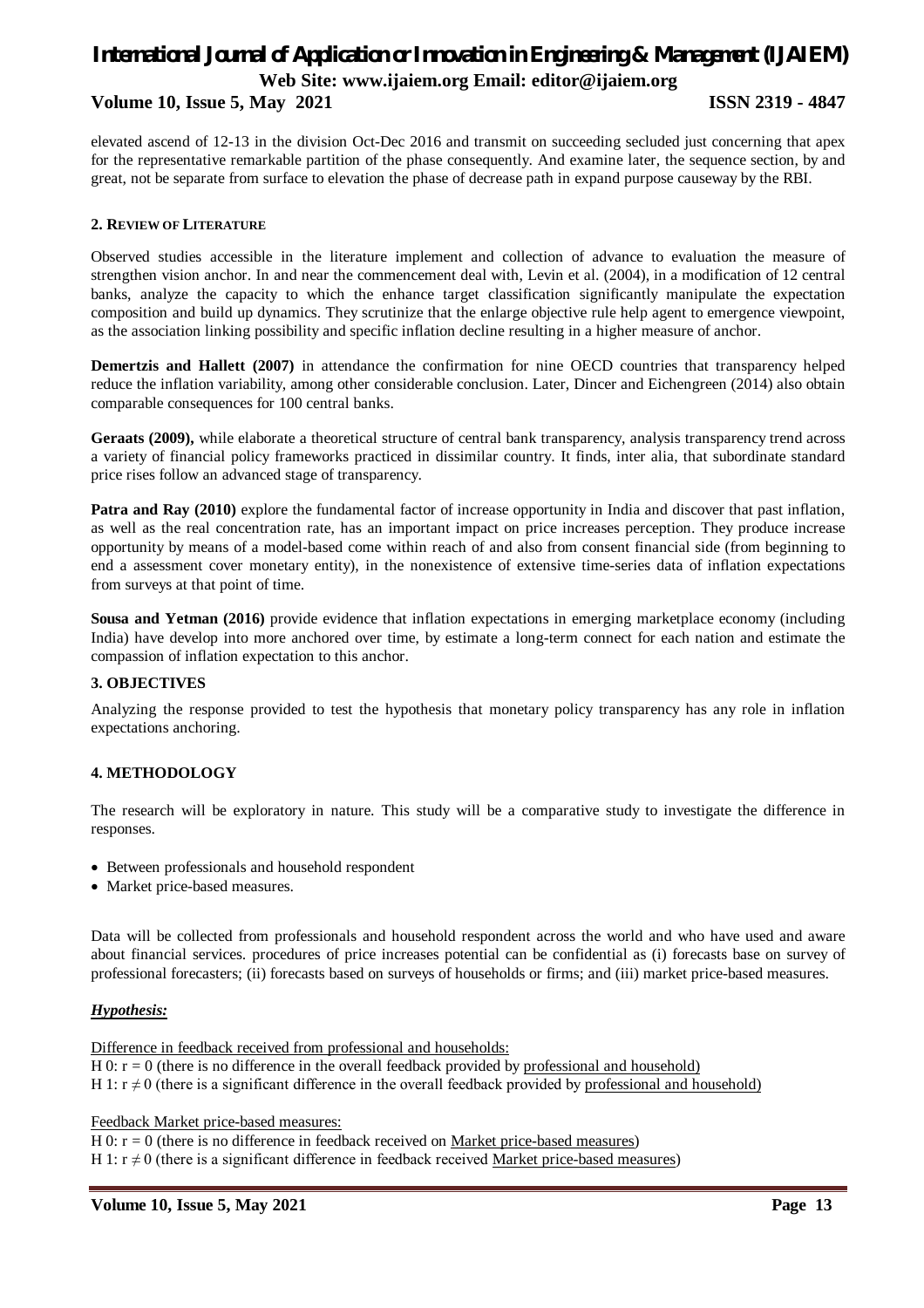elevated ascend of 12-13 in the division Oct-Dec 2016 and transmit on succeeding secluded just concerning that apex for the representative remarkable partition of the phase consequently. And examine later, the sequence section, by and great, not be separate from surface to elevation the phase of decrease path in expand purpose causeway by the RBI.

## 2. Review of Literature

Observed studies accessible in the literature implement and collection of advance to evaluation the measure of strengthen vision anchor. In and near the commencement deal with, Levin et al. (2004), in a modification of 12 central banks, analyze the capacity to which the enhance target classification significantly manipulate the expectation composition and build up dynamics. They scrutinize that the enlarge objective rule help agent to emergence viewpoint, as the association linking possibility and specific inflation decline resulting in a higher measure of anchor.

**Demertzis and Hallett (2007)** in attendance the confirmation for nine OECD countries that transparency helped reduce the inflation variability, among other considerable conclusion. Later, Dincer and Eichengreen (2014) also obtain comparable consequences for 100 central banks.

**Geraats (2009),** while elaborate a theoretical structure of central bank transparency, analysis transparency trend across a variety of financial policy frameworks practiced in dissimilar country. It finds, inter alia, that subordinate standard price rises follow an advanced stage of transparency.

**Patra and Ray (2010)** explore the fundamental factor of increase opportunity in India and discover that past inflation, as well as the real concentration rate, has an important impact on price increases perception. They produce increase opportunity by means of a model-based come within reach of and also from consent financial side (from beginning to end a assessment cover monetary entity), in the nonexistence of extensive time-series data of inflation expectations from surveys at that point of time.

**Sousa and Yetman (2016)** provide evidence that inflation expectations in emerging marketplace economy (including India) have develop into more anchored over time, by estimate a long-term connect for each nation and estimate the compassion of inflation expectation to this anchor.

## 3. OBJECTIVES

Analyzing the response provided to test the hypothesis that monetary policy transparency has any role in inflation expectations anchoring.

## 4. METHODOLOGY

The research will be exploratory in nature. This study will be a comparative study to investigate the difference in responses.

- Between professionals and household respondent
- Market price-based measures.

Data will be collected from professionals and household respondent across the world and who have used and aware about financial services. procedures of price increases potential can be confidential as (i) forecasts base on survey of professional forecasters; (ii) forecasts based on surveys of households or firms; and (iii) market price-based measures.

***Hypothesis:***

Difference in feedback received from professional and households:

H 0: $r = 0$ (there is no difference in the overall feedback provided by professional and household)

H 1: $r \neq 0$ (there is a significant difference in the overall feedback provided by professional and household)

Feedback Market price-based measures:

H 0: $r = 0$ (there is no difference in feedback received on Market price-based measures)

H 1: $r \neq 0$ (there is a significant difference in feedback received Market price-based measures)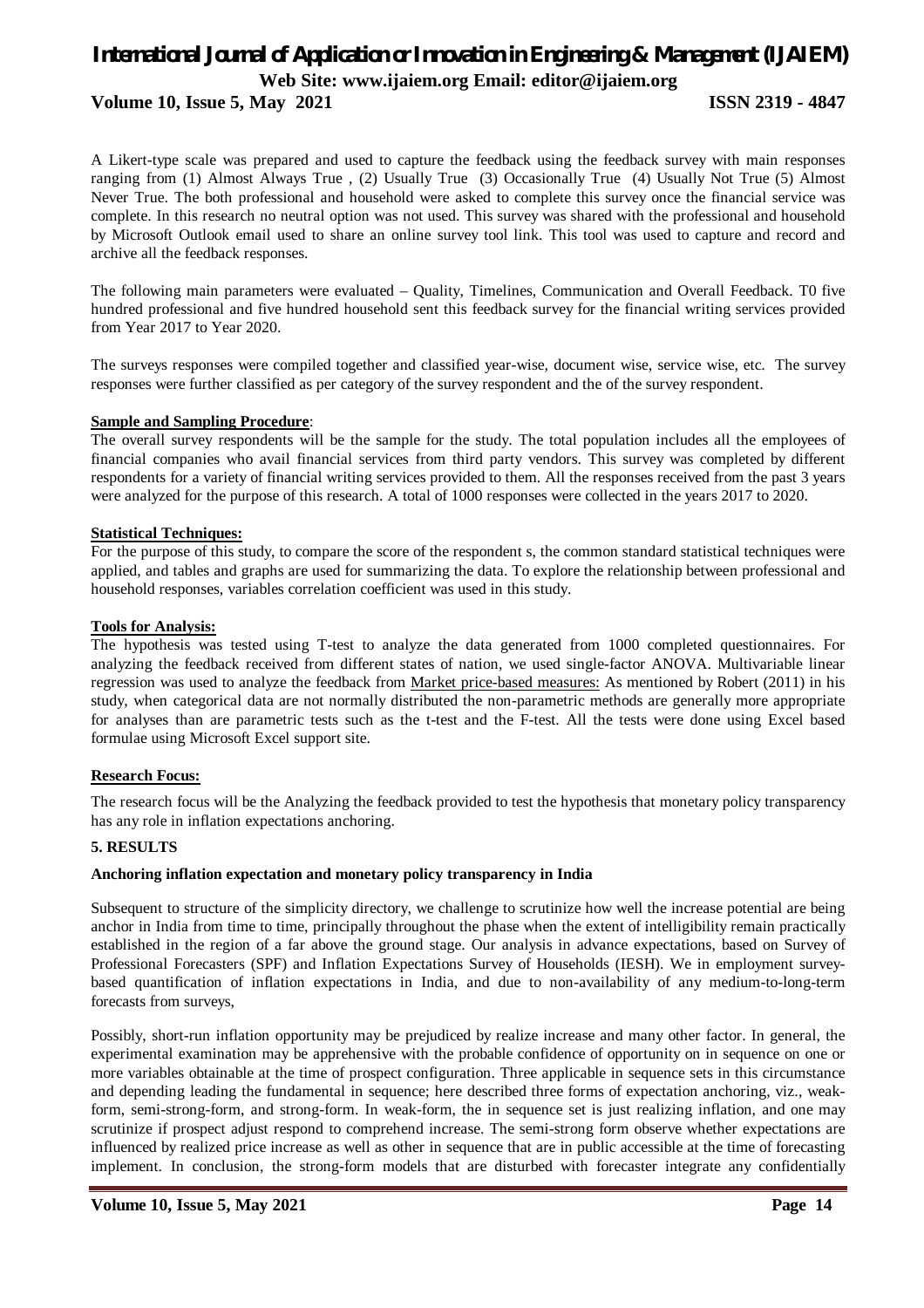A Likert-type scale was prepared and used to capture the feedback using the feedback survey with main responses ranging from (1) Almost Always True , (2) Usually True (3) Occasionally True (4) Usually Not True (5) Almost Never True. The both professional and household were asked to complete this survey once the financial service was complete. In this research no neutral option was not used. This survey was shared with the professional and household by Microsoft Outlook email used to share an online survey tool link. This tool was used to capture and record and archive all the feedback responses.

The following main parameters were evaluated – Quality, Timelines, Communication and Overall Feedback. T0 five hundred professional and five hundred household sent this feedback survey for the financial writing services provided from Year 2017 to Year 2020.

The surveys responses were compiled together and classified year-wise, document wise, service wise, etc. The survey responses were further classified as per category of the survey respondent and the of the survey respondent.

**Sample and Sampling Procedure**:

The overall survey respondents will be the sample for the study. The total population includes all the employees of financial companies who avail financial services from third party vendors. This survey was completed by different respondents for a variety of financial writing services provided to them. All the responses received from the past 3 years were analyzed for the purpose of this research. A total of 1000 responses were collected in the years 2017 to 2020.

**Statistical Techniques:**

For the purpose of this study, to compare the score of the respondent s, the common standard statistical techniques were applied, and tables and graphs are used for summarizing the data. To explore the relationship between professional and household responses, variables correlation coefficient was used in this study.

**Tools for Analysis:**

The hypothesis was tested using T-test to analyze the data generated from 1000 completed questionnaires. For analyzing the feedback received from different states of nation, we used single-factor ANOVA. Multivariable linear regression was used to analyze the feedback from Market price-based measures: As mentioned by Robert (2011) in his study, when categorical data are not normally distributed the non-parametric methods are generally more appropriate for analyses than are parametric tests such as the t-test and the F-test. All the tests were done using Excel based formulae using Microsoft Excel support site.

**Research Focus:**

The research focus will be the Analyzing the feedback provided to test the hypothesis that monetary policy transparency has any role in inflation expectations anchoring.

## 5. RESULTS

### Anchoring inflation expectation and monetary policy transparency in India

Subsequent to structure of the simplicity directory, we challenge to scrutinize how well the increase potential are being anchor in India from time to time, principally throughout the phase when the extent of intelligibility remain practically established in the region of a far above the ground stage. Our analysis in advance expectations, based on Survey of Professional Forecasters (SPF) and Inflation Expectations Survey of Households (IESH). We in employment survey-based quantification of inflation expectations in India, and due to non-availability of any medium-to-long-term forecasts from surveys,

Possibly, short-run inflation opportunity may be prejudiced by realize increase and many other factor. In general, the experimental examination may be apprehensive with the probable confidence of opportunity on in sequence on one or more variables obtainable at the time of prospect configuration. Three applicable in sequence sets in this circumstance and depending leading the fundamental in sequence; here described three forms of expectation anchoring, viz., weak-form, semi-strong-form, and strong-form. In weak-form, the in sequence set is just realizing inflation, and one may scrutinize if prospect adjust respond to comprehend increase. The semi-strong form observe whether expectations are influenced by realized price increase as well as other in sequence that are in public accessible at the time of forecasting implement. In conclusion, the strong-form models that are disturbed with forecaster integrate any confidentially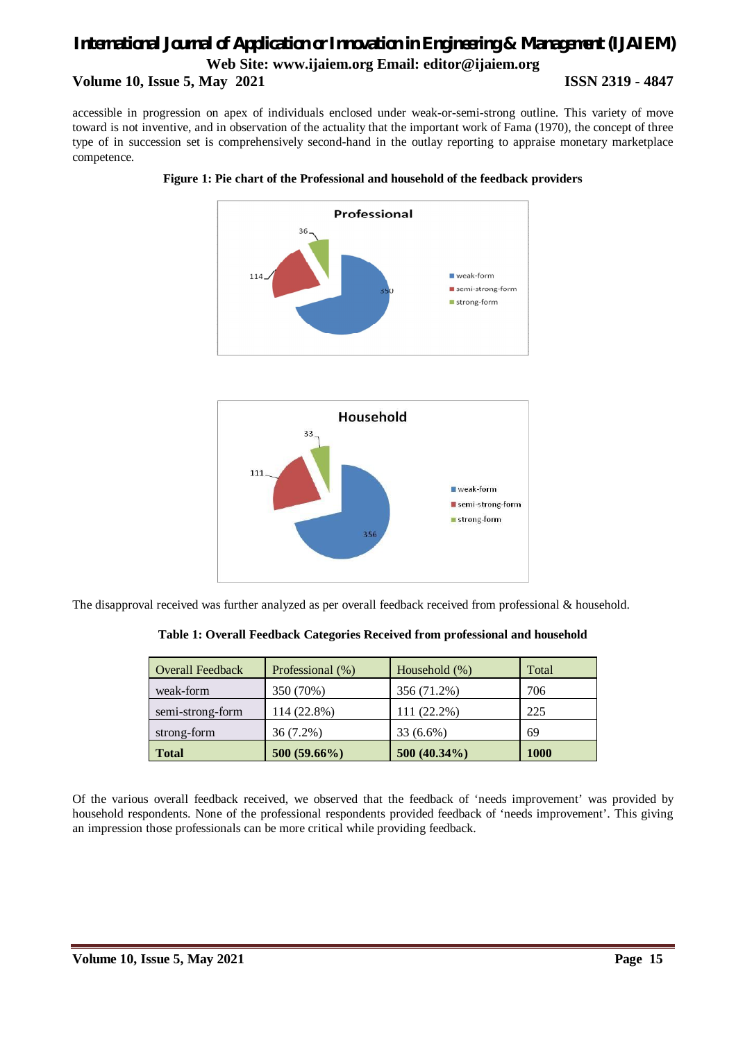accessible in progression on apex of individuals enclosed under weak-or-semi-strong outline. This variety of move toward is not inventive, and in observation of the actuality that the important work of Fama (1970), the concept of three type of in succession set is comprehensively second-hand in the outlay reporting to appraise monetary marketplace competence.

**Figure 1: Pie chart of the Professional and household of the feedback providers**

The disapproval received was further analyzed as per overall feedback received from professional & household.

**Table 1: Overall Feedback Categories Received from professional and household**

| Overall Feedback | Professional (%) | Household (%) | Total |
|---|---|---|---|
| weak-form | 350 (70%) | 356 (71.2%) | 706 |
| semi-strong-form | 114 (22.8%) | 111 (22.2%) | 225 |
| strong-form | 36 (7.2%) | 33 (6.6%) | 69 |
| **Total** | **500 (59.66%)** | **500 (40.34%)** | **1000** |

Of the various overall feedback received, we observed that the feedback of 'needs improvement' was provided by household respondents. None of the professional respondents provided feedback of 'needs improvement'. This giving an impression those professionals can be more critical while providing feedback.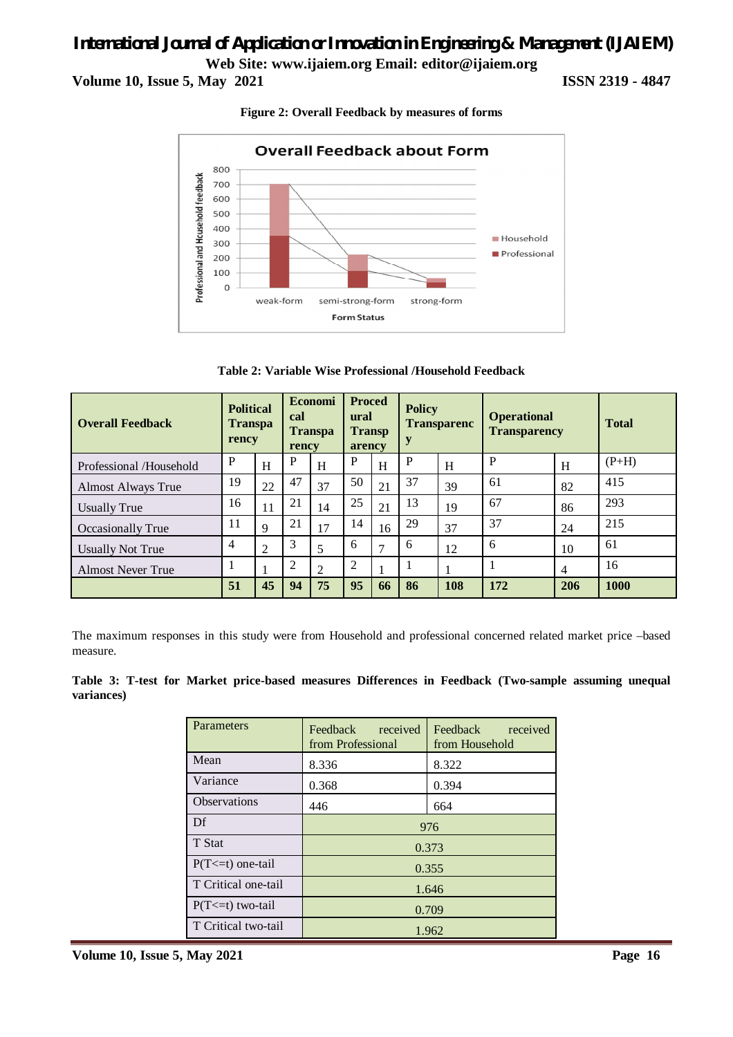**Figure 2: Overall Feedback by measures of forms**

**Table 2: Variable Wise Professional /Household Feedback**

| Overall Feedback | Political Transparency | | Economical Transparency | | Procedural Transparency | | Policy Transparency | | Operational Transparency | | Total |
|---|---|---|---|---|---|---|---|---|---|---|---|
| Professional /Household | P | H | P | H | P | H | P | H | P | H | (P+H) |
| Almost Always True | 19 | 22 | 47 | 37 | 50 | 21 | 37 | 39 | 61 | 82 | 415 |
| Usually True | 16 | 11 | 21 | 14 | 25 | 21 | 13 | 19 | 67 | 86 | 293 |
| Occasionally True | 11 | 9 | 21 | 17 | 14 | 16 | 29 | 37 | 37 | 24 | 215 |
| Usually Not True | 4 | 2 | 3 | 5 | 6 | 7 | 6 | 12 | 6 | 10 | 61 |
| Almost Never True | 1 | 1 | 2 | 2 | 2 | 1 | 1 | 1 | 1 | 4 | 16 |
| | **51** | **45** | **94** | **75** | **95** | **66** | **86** | **108** | **172** | **206** | **1000** |

The maximum responses in this study were from Household and professional concerned related market price –based measure.

**Table 3: T-test for Market price-based measures Differences in Feedback (Two-sample assuming unequal variances)**

| Parameters | Feedback received from Professional | Feedback received from Household |
|---|---|---|
| Mean | 8.336 | 8.322 |
| Variance | 0.368 | 0.394 |
| Observations | 446 | 664 |
| Df | 976 | |
| T Stat | 0.373 | |
| P(T<=t) one-tail | 0.355 | |
| T Critical one-tail | 1.646 | |
| P(T<=t) two-tail | 0.709 | |
| T Critical two-tail | 1.962 | |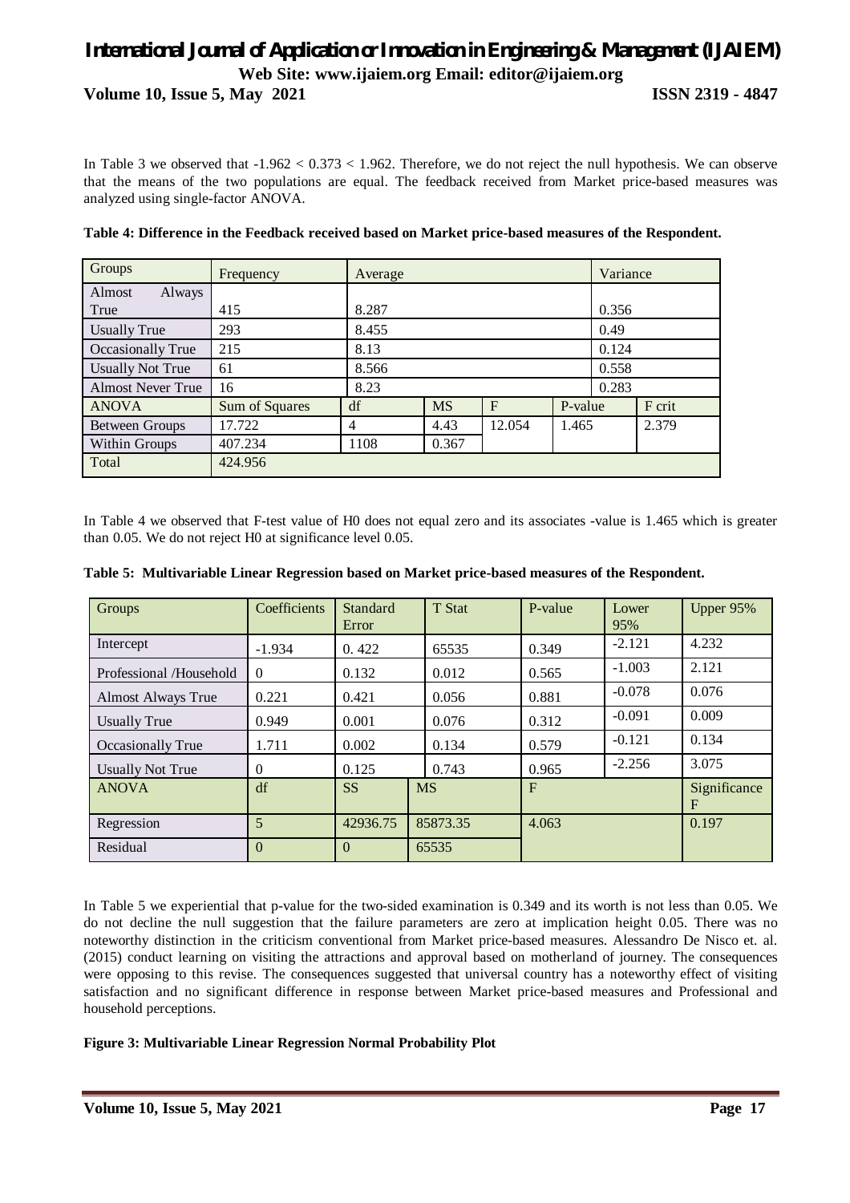In Table 3 we observed that -1.962 < 0.373 < 1.962. Therefore, we do not reject the null hypothesis. We can observe that the means of the two populations are equal. The feedback received from Market price-based measures was analyzed using single-factor ANOVA.

**Table 4: Difference in the Feedback received based on Market price-based measures of the Respondent.**

| Groups | Frequency | Average | | | | Variance | |
|---|---|---|---|---|---|---|---|
| Almost Always True | 415 | 8.287 | | | | 0.356 | |
| Usually True | 293 | 8.455 | | | | 0.49 | |
| Occasionally True | 215 | 8.13 | | | | 0.124 | |
| Usually Not True | 61 | 8.566 | | | | 0.558 | |
| Almost Never True | 16 | 8.23 | | | | 0.283 | |
| ANOVA | Sum of Squares | df | MS | F | P-value | | F crit |
| Between Groups | 17.722 | 4 | 4.43 | 12.054 | 1.465 | | 2.379 |
| Within Groups | 407.234 | 1108 | 0.367 | | | | |
| Total | 424.956 | | | | | | |

In Table 4 we observed that F-test value of H0 does not equal zero and its associates -value is 1.465 which is greater than 0.05. We do not reject H0 at significance level 0.05.

**Table 5: Multivariable Linear Regression based on Market price-based measures of the Respondent.**

| Groups | Coefficients | Standard Error | | T Stat | P-value | Lower 95% | Upper 95% |
|---|---|---|---|---|---|---|---|
| Intercept | -1.934 | 0. 422 | | 65535 | 0.349 | -2.121 | 4.232 |
| Professional /Household | 0 | 0.132 | | 0.012 | 0.565 | -1.003 | 2.121 |
| Almost Always True | 0.221 | 0.421 | | 0.056 | 0.881 | -0.078 | 0.076 |
| Usually True | 0.949 | 0.001 | | 0.076 | 0.312 | -0.091 | 0.009 |
| Occasionally True | 1.711 | 0.002 | | 0.134 | 0.579 | -0.121 | 0.134 |
| Usually Not True | 0 | 0.125 | | 0.743 | 0.965 | -2.256 | 3.075 |
| ANOVA | df | SS | MS | | F | | Significance F |
| Regression | 5 | 42936.75 | 85873.35 | | 4.063 | | 0.197 |
| Residual | 0 | 0 | 65535 | | | | |

In Table 5 we experiential that p-value for the two-sided examination is 0.349 and its worth is not less than 0.05. We do not decline the null suggestion that the failure parameters are zero at implication height 0.05. There was no noteworthy distinction in the criticism conventional from Market price-based measures. Alessandro De Nisco et. al. (2015) conduct learning on visiting the attractions and approval based on motherland of journey. The consequences were opposing to this revise. The consequences suggested that universal country has a noteworthy effect of visiting satisfaction and no significant difference in response between Market price-based measures and Professional and household perceptions.

**Figure 3: Multivariable Linear Regression Normal Probability Plot**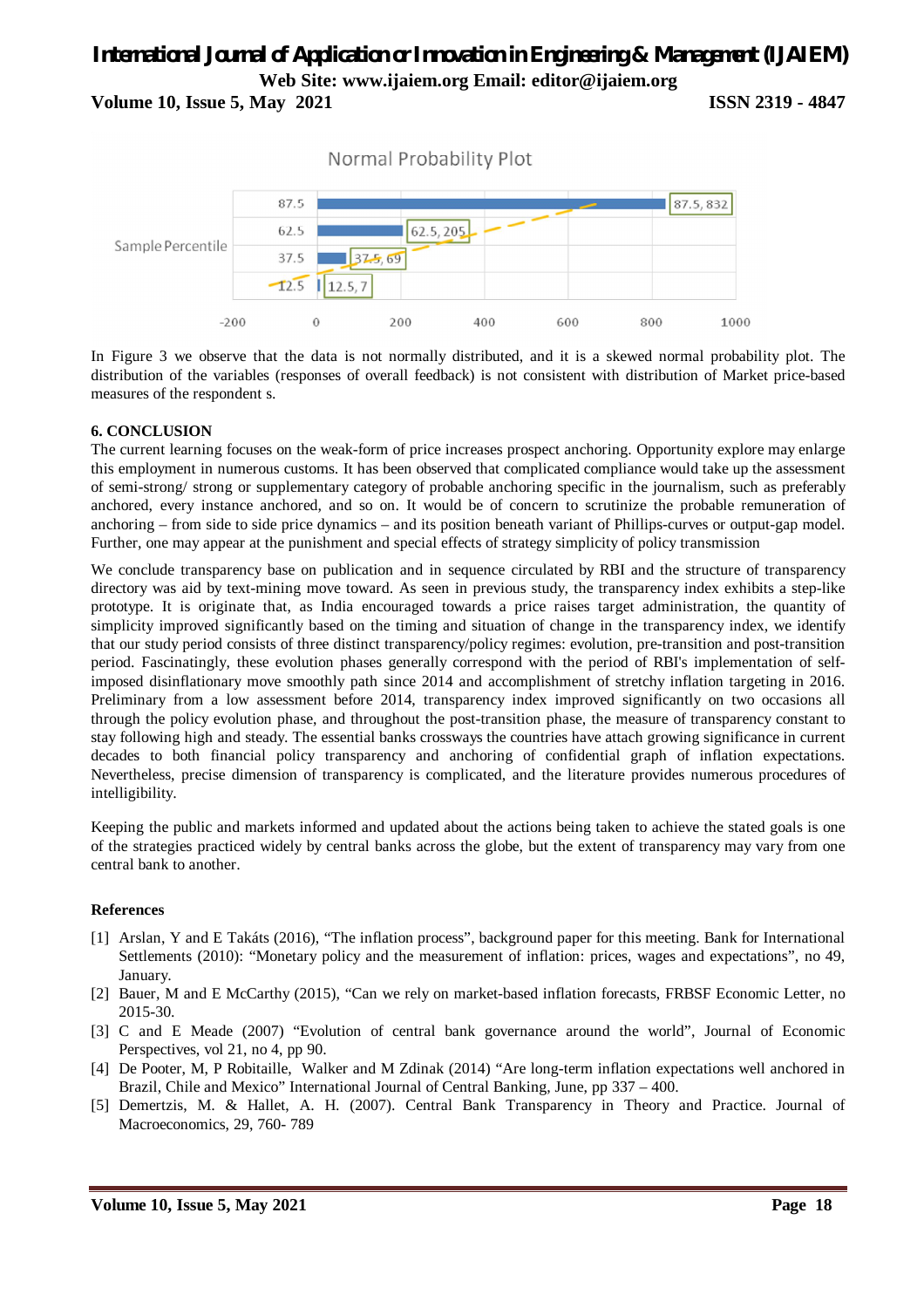Normal Probability Plot

| Sample Percentile | Value |
|---|---|
| 87.5 | 832 |
| 62.5 | 205 |
| 37.5 | 69 |
| 12.5 | 7 |

In Figure 3 we observe that the data is not normally distributed, and it is a skewed normal probability plot. The distribution of the variables (responses of overall feedback) is not consistent with distribution of Market price-based measures of the respondent s.

## 6. CONCLUSION

The current learning focuses on the weak-form of price increases prospect anchoring. Opportunity explore may enlarge this employment in numerous customs. It has been observed that complicated compliance would take up the assessment of semi-strong/ strong or supplementary category of probable anchoring specific in the journalism, such as preferably anchored, every instance anchored, and so on. It would be of concern to scrutinize the probable remuneration of anchoring – from side to side price dynamics – and its position beneath variant of Phillips-curves or output-gap model. Further, one may appear at the punishment and special effects of strategy simplicity of policy transmission

We conclude transparency base on publication and in sequence circulated by RBI and the structure of transparency directory was aid by text-mining move toward. As seen in previous study, the transparency index exhibits a step-like prototype. It is originate that, as India encouraged towards a price raises target administration, the quantity of simplicity improved significantly based on the timing and situation of change in the transparency index, we identify that our study period consists of three distinct transparency/policy regimes: evolution, pre-transition and post-transition period. Fascinatingly, these evolution phases generally correspond with the period of RBI's implementation of self-imposed disinflationary move smoothly path since 2014 and accomplishment of stretchy inflation targeting in 2016. Preliminary from a low assessment before 2014, transparency index improved significantly on two occasions all through the policy evolution phase, and throughout the post-transition phase, the measure of transparency constant to stay following high and steady. The essential banks crossways the countries have attach growing significance in current decades to both financial policy transparency and anchoring of confidential graph of inflation expectations. Nevertheless, precise dimension of transparency is complicated, and the literature provides numerous procedures of intelligibility.

Keeping the public and markets informed and updated about the actions being taken to achieve the stated goals is one of the strategies practiced widely by central banks across the globe, but the extent of transparency may vary from one central bank to another.

## References

[1] Arslan, Y and E Takáts (2016), "The inflation process", background paper for this meeting. Bank for International Settlements (2010): "Monetary policy and the measurement of inflation: prices, wages and expectations", no 49, January.

[2] Bauer, M and E McCarthy (2015), "Can we rely on market-based inflation forecasts, FRBSF Economic Letter, no 2015-30.

[3] C and E Meade (2007) "Evolution of central bank governance around the world", Journal of Economic Perspectives, vol 21, no 4, pp 90.

[4] De Pooter, M, P Robitaille, Walker and M Zdinak (2014) "Are long-term inflation expectations well anchored in Brazil, Chile and Mexico" International Journal of Central Banking, June, pp 337 – 400.

[5] Demertzis, M. & Hallet, A. H. (2007). Central Bank Transparency in Theory and Practice. Journal of Macroeconomics, 29, 760- 789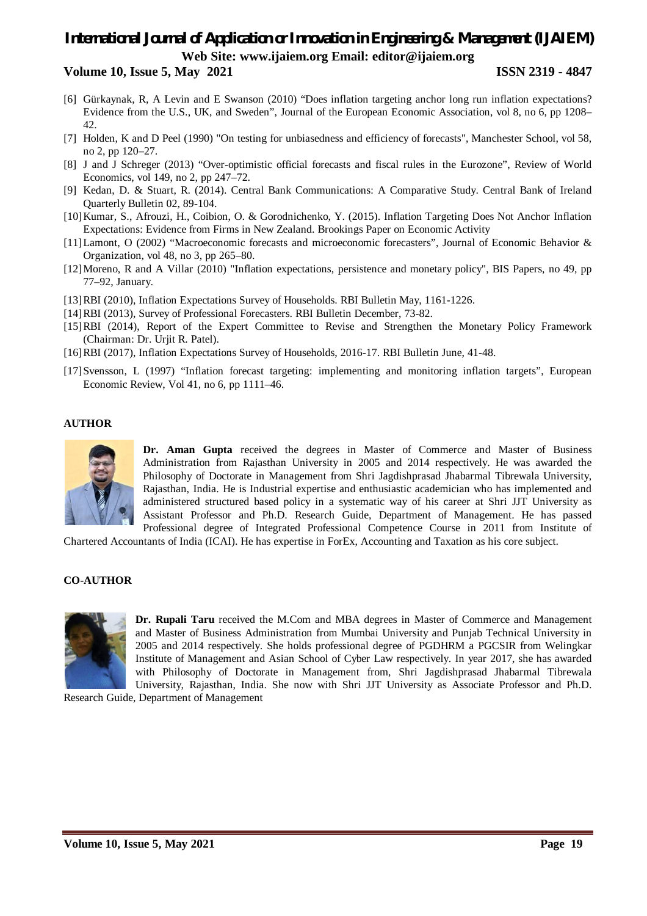[6] Gürkaynak, R, A Levin and E Swanson (2010) "Does inflation targeting anchor long run inflation expectations? Evidence from the U.S., UK, and Sweden", Journal of the European Economic Association, vol 8, no 6, pp 1208–42.

[7] Holden, K and D Peel (1990) "On testing for unbiasedness and efficiency of forecasts", Manchester School, vol 58, no 2, pp 120–27.

[8] J and J Schreger (2013) "Over-optimistic official forecasts and fiscal rules in the Eurozone", Review of World Economics, vol 149, no 2, pp 247–72.

[9] Kedan, D. & Stuart, R. (2014). Central Bank Communications: A Comparative Study. Central Bank of Ireland Quarterly Bulletin 02, 89-104.

[10] Kumar, S., Afrouzi, H., Coibion, O. & Gorodnichenko, Y. (2015). Inflation Targeting Does Not Anchor Inflation Expectations: Evidence from Firms in New Zealand. Brookings Paper on Economic Activity

[11] Lamont, O (2002) "Macroeconomic forecasts and microeconomic forecasters", Journal of Economic Behavior & Organization, vol 48, no 3, pp 265–80.

[12] Moreno, R and A Villar (2010) "Inflation expectations, persistence and monetary policy", BIS Papers, no 49, pp 77–92, January.

[13] RBI (2010), Inflation Expectations Survey of Households. RBI Bulletin May, 1161-1226.

[14] RBI (2013), Survey of Professional Forecasters. RBI Bulletin December, 73-82.

[15] RBI (2014), Report of the Expert Committee to Revise and Strengthen the Monetary Policy Framework (Chairman: Dr. Urjit R. Patel).

[16] RBI (2017), Inflation Expectations Survey of Households, 2016-17. RBI Bulletin June, 41-48.

[17] Svensson, L (1997) "Inflation forecast targeting: implementing and monitoring inflation targets", European Economic Review, Vol 41, no 6, pp 1111–46.

**AUTHOR**

**Dr. Aman Gupta** received the degrees in Master of Commerce and Master of Business Administration from Rajasthan University in 2005 and 2014 respectively. He was awarded the Philosophy of Doctorate in Management from Shri Jagdishprasad Jhabarmal Tibrewala University, Rajasthan, India. He is Industrial expertise and enthusiastic academician who has implemented and administered structured based policy in a systematic way of his career at Shri JJT University as Assistant Professor and Ph.D. Research Guide, Department of Management. He has passed Professional degree of Integrated Professional Competence Course in 2011 from Institute of Chartered Accountants of India (ICAI). He has expertise in ForEx, Accounting and Taxation as his core subject.

**CO-AUTHOR**

**Dr. Rupali Taru** received the M.Com and MBA degrees in Master of Commerce and Management and Master of Business Administration from Mumbai University and Punjab Technical University in 2005 and 2014 respectively. She holds professional degree of PGDHRM a PGCSIR from Welingkar Institute of Management and Asian School of Cyber Law respectively. In year 2017, she has awarded with Philosophy of Doctorate in Management from, Shri Jagdishprasad Jhabarmal Tibrewala University, Rajasthan, India. She now with Shri JJT University as Associate Professor and Ph.D. Research Guide, Department of Management